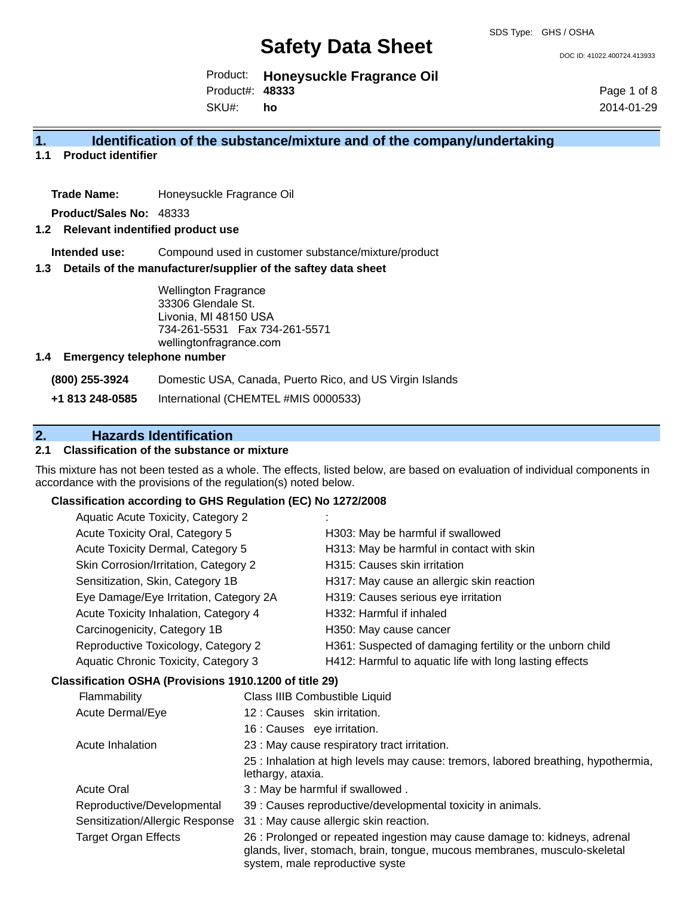SDS Type: GHS / OSHA

# Safety Data Sheet

DOC ID: 41022.400724.413933

Product: **Honeysuckle Fragrance Oil**
Product#: **48333**
SKU#: **ho**

2014-01-29

## 1. Identification of the substance/mixture and of the company/undertaking

### 1.1 Product identifier

**Trade Name:** Honeysuckle Fragrance Oil

**Product/Sales No:** 48333

### 1.2 Relevant indentified product use

**Intended use:** Compound used in customer substance/mixture/product

### 1.3 Details of the manufacturer/supplier of the saftey data sheet

Wellington Fragrance
33306 Glendale St.
Livonia, MI 48150 USA
734-261-5531 Fax 734-261-5571
wellingtonfragrance.com

### 1.4 Emergency telephone number

| | |
|---|---|
| **(800) 255-3924** | Domestic USA, Canada, Puerto Rico, and US Virgin Islands |
| **+1 813 248-0585** | International (CHEMTEL #MIS 0000533) |

## 2. Hazards Identification

### 2.1 Classification of the substance or mixture

This mixture has not been tested as a whole. The effects, listed below, are based on evaluation of individual components in accordance with the provisions of the regulation(s) noted below.

**Classification according to GHS Regulation (EC) No 1272/2008**

| | |
|---|---|
| Aquatic Acute Toxicity, Category 2 | : |
| Acute Toxicity Oral, Category 5 | H303: May be harmful if swallowed |
| Acute Toxicity Dermal, Category 5 | H313: May be harmful in contact with skin |
| Skin Corrosion/Irritation, Category 2 | H315: Causes skin irritation |
| Sensitization, Skin, Category 1B | H317: May cause an allergic skin reaction |
| Eye Damage/Eye Irritation, Category 2A | H319: Causes serious eye irritation |
| Acute Toxicity Inhalation, Category 4 | H332: Harmful if inhaled |
| Carcinogenicity, Category 1B | H350: May cause cancer |
| Reproductive Toxicology, Category 2 | H361: Suspected of damaging fertility or the unborn child |
| Aquatic Chronic Toxicity, Category 3 | H412: Harmful to aquatic life with long lasting effects |

**Classification OSHA (Provisions 1910.1200 of title 29)**

| | |
|---|---|
| Flammability | Class IIIB Combustible Liquid |
| Acute Dermal/Eye | 12 : Causes skin irritation. |
| | 16 : Causes eye irritation. |
| Acute Inhalation | 23 : May cause respiratory tract irritation. |
| | 25 : Inhalation at high levels may cause: tremors, labored breathing, hypothermia, lethargy, ataxia. |
| Acute Oral | 3 : May be harmful if swallowed . |
| Reproductive/Developmental | 39 : Causes reproductive/developmental toxicity in animals. |
| Sensitization/Allergic Response | 31 : May cause allergic skin reaction. |
| Target Organ Effects | 26 : Prolonged or repeated ingestion may cause damage to: kidneys, adrenal glands, liver, stomach, brain, tongue, mucous membranes, musculo-skeletal system, male reproductive syste |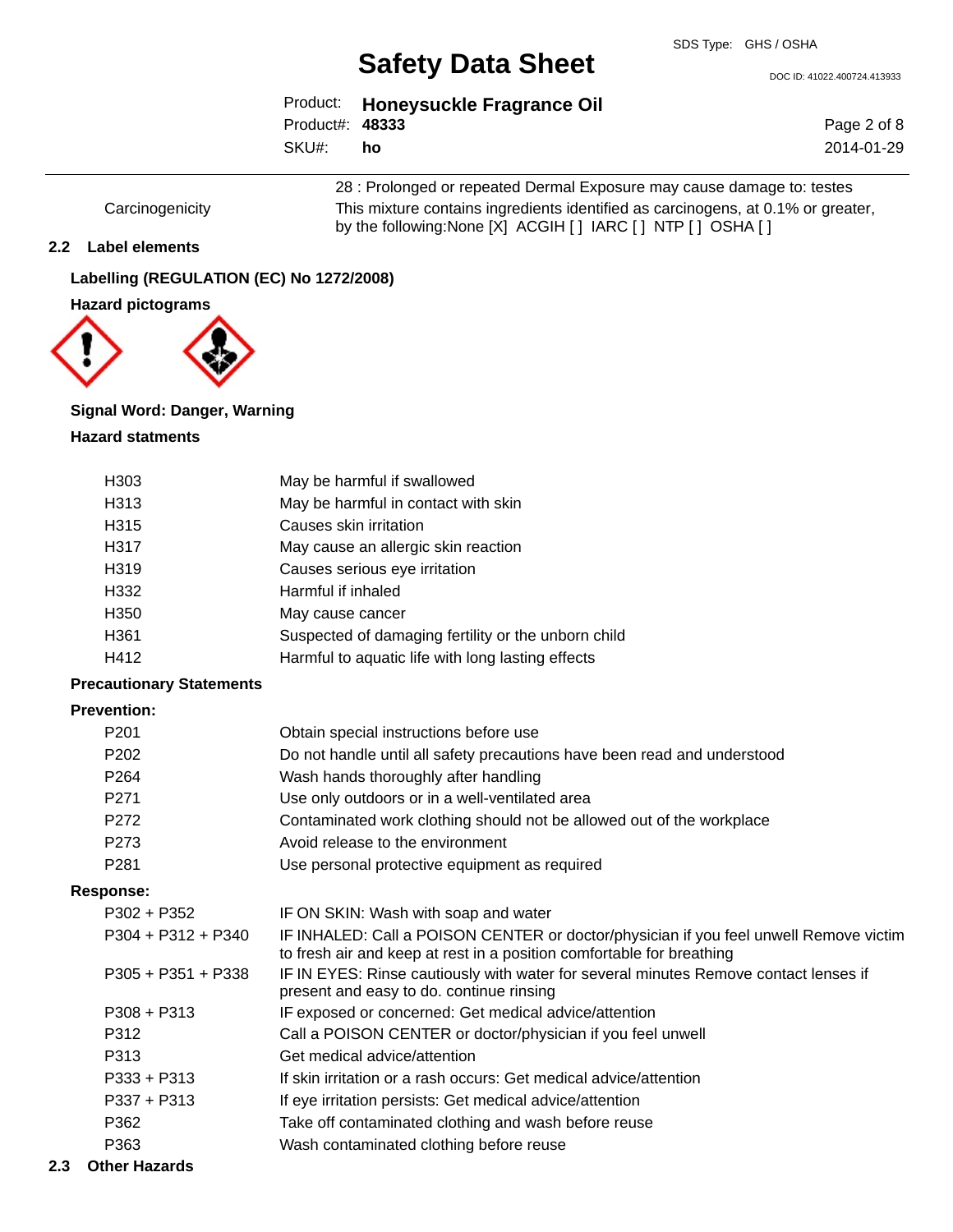28 : Prolonged or repeated Dermal Exposure may cause damage to: testes

| | |
|---|---|
| Carcinogenicity | This mixture contains ingredients identified as carcinogens, at 0.1% or greater, by the following:None [X] ACGIH [ ] IARC [ ] NTP [ ] OSHA [ ] |

## 2.2 Label elements

**Labelling (REGULATION (EC) No 1272/2008)**

**Hazard pictograms**

**Signal Word: Danger, Warning**

**Hazard statments**

| | |
|---|---|
| H303 | May be harmful if swallowed |
| H313 | May be harmful in contact with skin |
| H315 | Causes skin irritation |
| H317 | May cause an allergic skin reaction |
| H319 | Causes serious eye irritation |
| H332 | Harmful if inhaled |
| H350 | May cause cancer |
| H361 | Suspected of damaging fertility or the unborn child |
| H412 | Harmful to aquatic life with long lasting effects |

**Precautionary Statements**

**Prevention:**

| | |
|---|---|
| P201 | Obtain special instructions before use |
| P202 | Do not handle until all safety precautions have been read and understood |
| P264 | Wash hands thoroughly after handling |
| P271 | Use only outdoors or in a well-ventilated area |
| P272 | Contaminated work clothing should not be allowed out of the workplace |
| P273 | Avoid release to the environment |
| P281 | Use personal protective equipment as required |

**Response:**

| | |
|---|---|
| P302 + P352 | IF ON SKIN: Wash with soap and water |
| P304 + P312 + P340 | IF INHALED: Call a POISON CENTER or doctor/physician if you feel unwell Remove victim to fresh air and keep at rest in a position comfortable for breathing |
| P305 + P351 + P338 | IF IN EYES: Rinse cautiously with water for several minutes Remove contact lenses if present and easy to do. continue rinsing |
| P308 + P313 | IF exposed or concerned: Get medical advice/attention |
| P312 | Call a POISON CENTER or doctor/physician if you feel unwell |
| P313 | Get medical advice/attention |
| P333 + P313 | If skin irritation or a rash occurs: Get medical advice/attention |
| P337 + P313 | If eye irritation persists: Get medical advice/attention |
| P362 | Take off contaminated clothing and wash before reuse |
| P363 | Wash contaminated clothing before reuse |

## 2.3 Other Hazards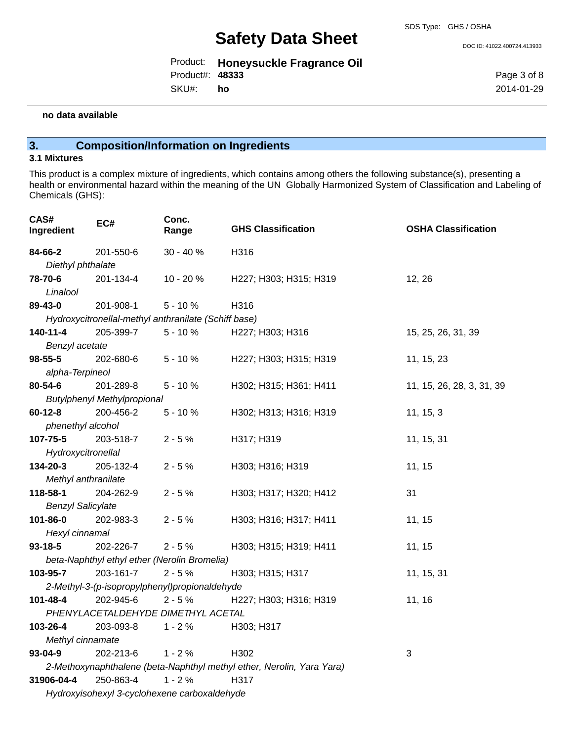**no data available**

## 3. Composition/Information on Ingredients

### 3.1 Mixtures

This product is a complex mixture of ingredients, which contains among others the following substance(s), presenting a health or environmental hazard within the meaning of the UN Globally Harmonized System of Classification and Labeling of Chemicals (GHS):

| CAS# Ingredient | EC# | Conc. Range | GHS Classification | OSHA Classification |
|---|---|---|---|---|
| **84-66-2** *Diethyl phthalate* | 201-550-6 | 30 - 40 % | H316 | |
| **78-70-6** *Linalool* | 201-134-4 | 10 - 20 % | H227; H303; H315; H319 | 12, 26 |
| **89-43-0** *Hydroxycitronellal-methyl anthranilate (Schiff base)* | 201-908-1 | 5 - 10 % | H316 | |
| **140-11-4** *Benzyl acetate* | 205-399-7 | 5 - 10 % | H227; H303; H316 | 15, 25, 26, 31, 39 |
| **98-55-5** *alpha-Terpineol* | 202-680-6 | 5 - 10 % | H227; H303; H315; H319 | 11, 15, 23 |
| **80-54-6** *Butylphenyl Methylpropional* | 201-289-8 | 5 - 10 % | H302; H315; H361; H411 | 11, 15, 26, 28, 3, 31, 39 |
| **60-12-8** *phenethyl alcohol* | 200-456-2 | 5 - 10 % | H302; H313; H316; H319 | 11, 15, 3 |
| **107-75-5** *Hydroxycitronellal* | 203-518-7 | 2 - 5 % | H317; H319 | 11, 15, 31 |
| **134-20-3** *Methyl anthranilate* | 205-132-4 | 2 - 5 % | H303; H316; H319 | 11, 15 |
| **118-58-1** *Benzyl Salicylate* | 204-262-9 | 2 - 5 % | H303; H317; H320; H412 | 31 |
| **101-86-0** *Hexyl cinnamal* | 202-983-3 | 2 - 5 % | H303; H316; H317; H411 | 11, 15 |
| **93-18-5** *beta-Naphthyl ethyl ether (Nerolin Bromelia)* | 202-226-7 | 2 - 5 % | H303; H315; H319; H411 | 11, 15 |
| **103-95-7** *2-Methyl-3-(p-isopropylphenyl)propionaldehyde* | 203-161-7 | 2 - 5 % | H303; H315; H317 | 11, 15, 31 |
| **101-48-4** *PHENYLACETALDEHYDE DIMETHYL ACETAL* | 202-945-6 | 2 - 5 % | H227; H303; H316; H319 | 11, 16 |
| **103-26-4** *Methyl cinnamate* | 203-093-8 | 1 - 2 % | H303; H317 | |
| **93-04-9** *2-Methoxynaphthalene (beta-Naphthyl methyl ether, Nerolin, Yara Yara)* | 202-213-6 | 1 - 2 % | H302 | 3 |
| **31906-04-4** *Hydroxyisohexyl 3-cyclohexene carboxaldehyde* | 250-863-4 | 1 - 2 % | H317 | |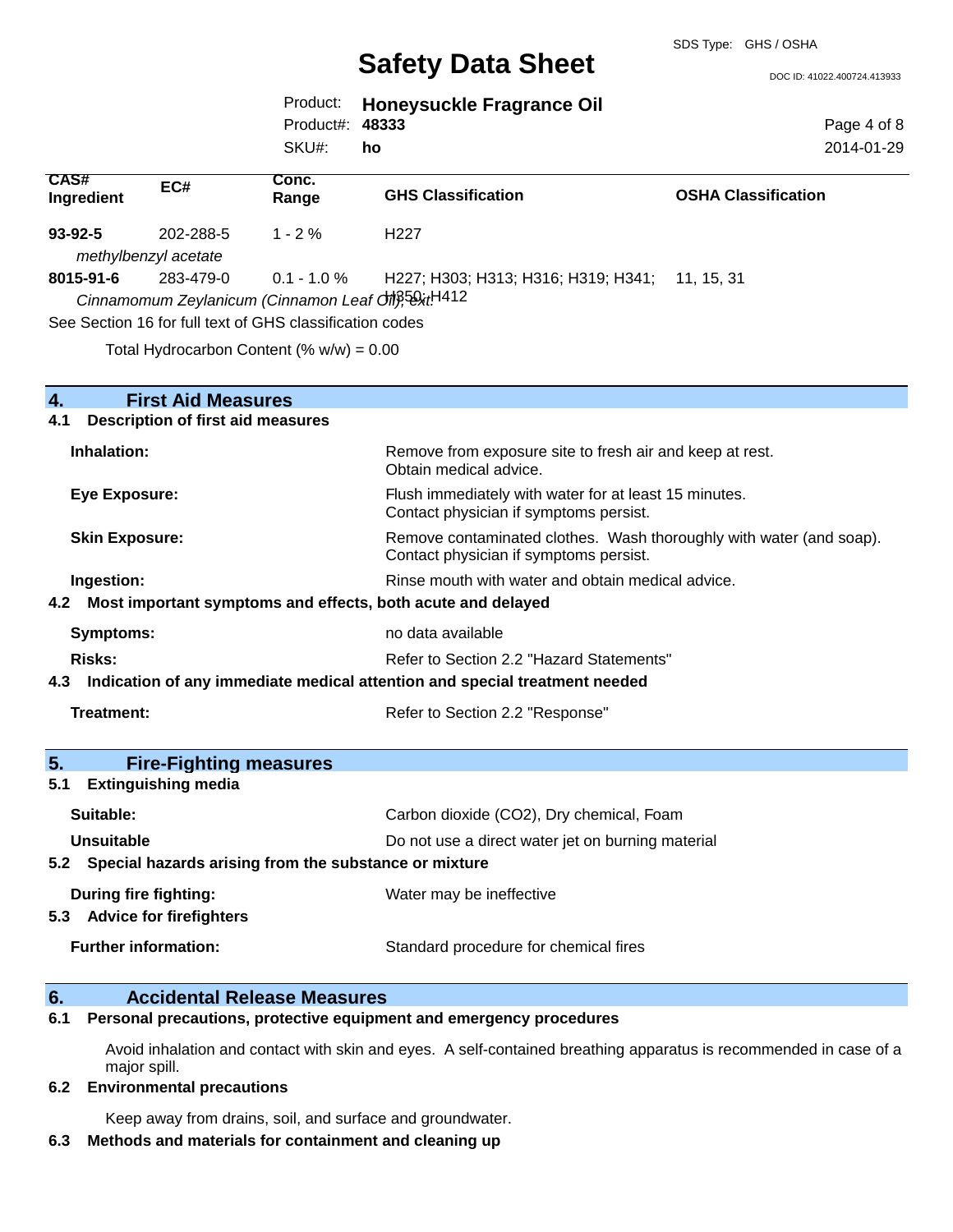| CAS# Ingredient | EC# | Conc. Range | GHS Classification | OSHA Classification |
|---|---|---|---|---|
| **93-92-5** | 202-288-5 | 1 - 2 % | H227 | |
| *methylbenzyl acetate* | | | | |
| **8015-91-6** | 283-479-0 | 0.1 - 1.0 % | H227; H303; H313; H316; H319; H341; H350; H412 | 11, 15, 31 |
| *Cinnamomum Zeylanicum (Cinnamon Leaf Oil), ext.* | | | | |

See Section 16 for full text of GHS classification codes

Total Hydrocarbon Content (% w/w) = 0.00

## 4. First Aid Measures

### 4.1 Description of first aid measures

**Inhalation:** Remove from exposure site to fresh air and keep at rest. Obtain medical advice.

**Eye Exposure:** Flush immediately with water for at least 15 minutes. Contact physician if symptoms persist.

**Skin Exposure:** Remove contaminated clothes. Wash thoroughly with water (and soap). Contact physician if symptoms persist.

**Ingestion:** Rinse mouth with water and obtain medical advice.

### 4.2 Most important symptoms and effects, both acute and delayed

**Symptoms:** no data available

**Risks:** Refer to Section 2.2 "Hazard Statements"

### 4.3 Indication of any immediate medical attention and special treatment needed

**Treatment:** Refer to Section 2.2 "Response"

## 5. Fire-Fighting measures

### 5.1 Extinguishing media

**Suitable:** Carbon dioxide (CO2), Dry chemical, Foam

**Unsuitable** Do not use a direct water jet on burning material

### 5.2 Special hazards arising from the substance or mixture

**During fire fighting:** Water may be ineffective

### 5.3 Advice for firefighters

**Further information:** Standard procedure for chemical fires

## 6. Accidental Release Measures

### 6.1 Personal precautions, protective equipment and emergency procedures

Avoid inhalation and contact with skin and eyes. A self-contained breathing apparatus is recommended in case of a major spill.

### 6.2 Environmental precautions

Keep away from drains, soil, and surface and groundwater.

### 6.3 Methods and materials for containment and cleaning up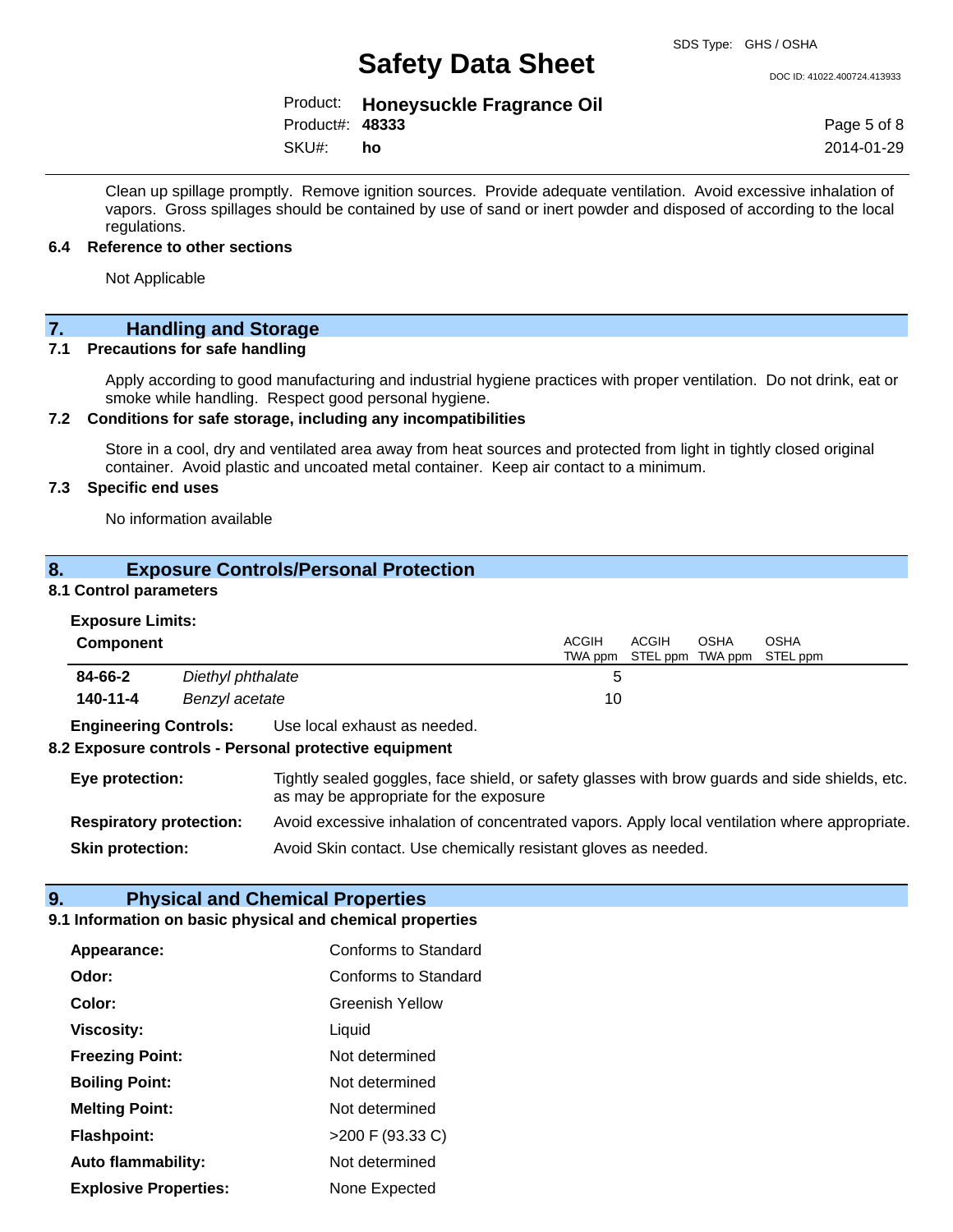Clean up spillage promptly. Remove ignition sources. Provide adequate ventilation. Avoid excessive inhalation of vapors. Gross spillages should be contained by use of sand or inert powder and disposed of according to the local regulations.

### 6.4 Reference to other sections

Not Applicable

## 7. Handling and Storage

### 7.1 Precautions for safe handling

Apply according to good manufacturing and industrial hygiene practices with proper ventilation. Do not drink, eat or smoke while handling. Respect good personal hygiene.

### 7.2 Conditions for safe storage, including any incompatibilities

Store in a cool, dry and ventilated area away from heat sources and protected from light in tightly closed original container. Avoid plastic and uncoated metal container. Keep air contact to a minimum.

### 7.3 Specific end uses

No information available

## 8. Exposure Controls/Personal Protection

### 8.1 Control parameters

**Exposure Limits:**

| Component | | ACGIH TWA ppm | ACGIH STEL ppm | OSHA TWA ppm | OSHA STEL ppm |
|---|---|---|---|---|---|
| **84-66-2** | *Diethyl phthalate* | 5 | | | |
| **140-11-4** | *Benzyl acetate* | 10 | | | |

**Engineering Controls:** Use local exhaust as needed.

### 8.2 Exposure controls - Personal protective equipment

**Eye protection:** Tightly sealed goggles, face shield, or safety glasses with brow guards and side shields, etc. as may be appropriate for the exposure

**Respiratory protection:** Avoid excessive inhalation of concentrated vapors. Apply local ventilation where appropriate.

**Skin protection:** Avoid Skin contact. Use chemically resistant gloves as needed.

## 9. Physical and Chemical Properties

### 9.1 Information on basic physical and chemical properties

| | |
|---|---|
| **Appearance:** | Conforms to Standard |
| **Odor:** | Conforms to Standard |
| **Color:** | Greenish Yellow |
| **Viscosity:** | Liquid |
| **Freezing Point:** | Not determined |
| **Boiling Point:** | Not determined |
| **Melting Point:** | Not determined |
| **Flashpoint:** | >200 F (93.33 C) |
| **Auto flammability:** | Not determined |
| **Explosive Properties:** | None Expected |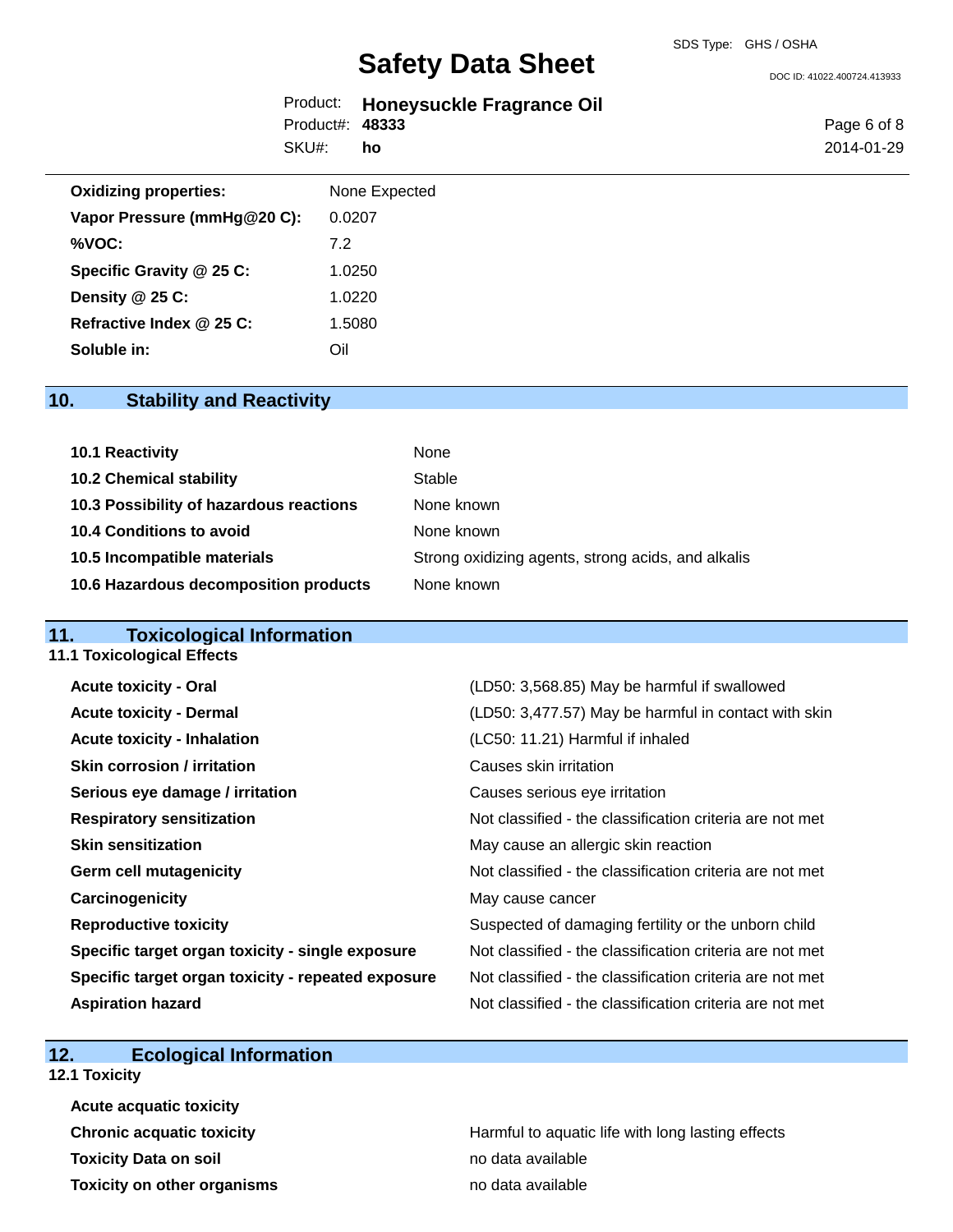| | |
|---|---|
| **Oxidizing properties:** | None Expected |
| **Vapor Pressure (mmHg@20 C):** | 0.0207 |
| **%VOC:** | 7.2 |
| **Specific Gravity @ 25 C:** | 1.0250 |
| **Density @ 25 C:** | 1.0220 |
| **Refractive Index @ 25 C:** | 1.5080 |
| **Soluble in:** | Oil |

## 10. Stability and Reactivity

| | |
|---|---|
| **10.1 Reactivity** | None |
| **10.2 Chemical stability** | Stable |
| **10.3 Possibility of hazardous reactions** | None known |
| **10.4 Conditions to avoid** | None known |
| **10.5 Incompatible materials** | Strong oxidizing agents, strong acids, and alkalis |
| **10.6 Hazardous decomposition products** | None known |

## 11. Toxicological Information

### 11.1 Toxicological Effects

| | |
|---|---|
| **Acute toxicity - Oral** | (LD50: 3,568.85) May be harmful if swallowed |
| **Acute toxicity - Dermal** | (LD50: 3,477.57) May be harmful in contact with skin |
| **Acute toxicity - Inhalation** | (LC50: 11.21) Harmful if inhaled |
| **Skin corrosion / irritation** | Causes skin irritation |
| **Serious eye damage / irritation** | Causes serious eye irritation |
| **Respiratory sensitization** | Not classified - the classification criteria are not met |
| **Skin sensitization** | May cause an allergic skin reaction |
| **Germ cell mutagenicity** | Not classified - the classification criteria are not met |
| **Carcinogenicity** | May cause cancer |
| **Reproductive toxicity** | Suspected of damaging fertility or the unborn child |
| **Specific target organ toxicity - single exposure** | Not classified - the classification criteria are not met |
| **Specific target organ toxicity - repeated exposure** | Not classified - the classification criteria are not met |
| **Aspiration hazard** | Not classified - the classification criteria are not met |

## 12. Ecological Information

### 12.1 Toxicity

| | |
|---|---|
| **Acute acquatic toxicity** | |
| **Chronic acquatic toxicity** | Harmful to aquatic life with long lasting effects |
| **Toxicity Data on soil** | no data available |
| **Toxicity on other organisms** | no data available |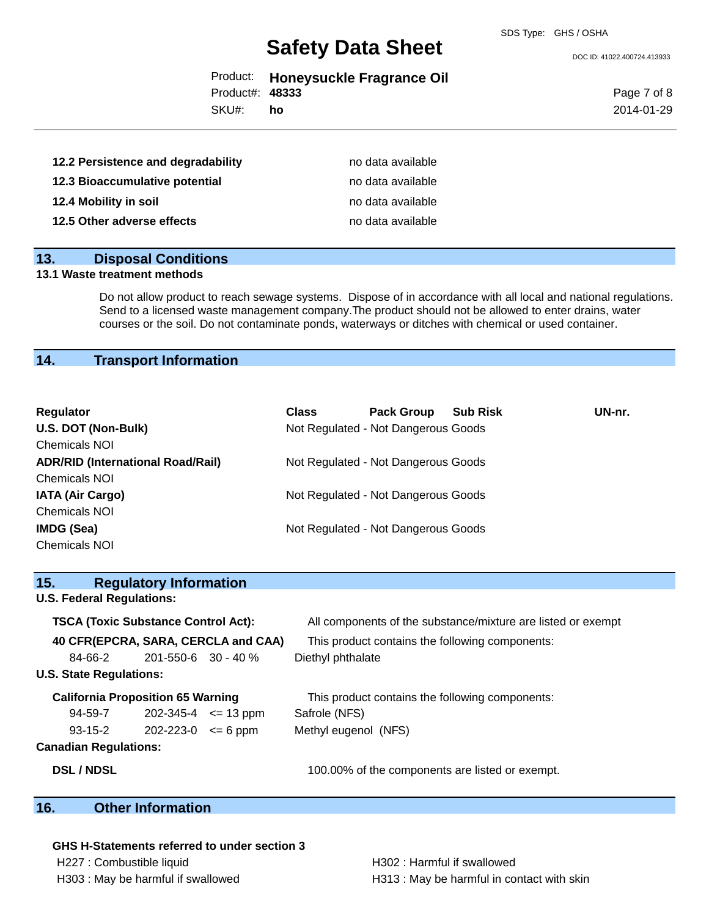**12.2 Persistence and degradability** no data available

**12.3 Bioaccumulative potential** no data available

**12.4 Mobility in soil** no data available

**12.5 Other adverse effects** no data available

## 13. Disposal Conditions

**13.1 Waste treatment methods**

Do not allow product to reach sewage systems. Dispose of in accordance with all local and national regulations. Send to a licensed waste management company.The product should not be allowed to enter drains, water courses or the soil. Do not contaminate ponds, waterways or ditches with chemical or used container.

## 14. Transport Information

| Regulator | Class | Pack Group | Sub Risk | UN-nr. |
|---|---|---|---|---|
| **U.S. DOT (Non-Bulk)**<br>Chemicals NOI | Not Regulated - Not Dangerous Goods | | | |
| **ADR/RID (International Road/Rail)**<br>Chemicals NOI | Not Regulated - Not Dangerous Goods | | | |
| **IATA (Air Cargo)**<br>Chemicals NOI | Not Regulated - Not Dangerous Goods | | | |
| **IMDG (Sea)**<br>Chemicals NOI | Not Regulated - Not Dangerous Goods | | | |

## 15. Regulatory Information

**U.S. Federal Regulations:**

**TSCA (Toxic Substance Control Act):** All components of the substance/mixture are listed or exempt

**40 CFR(EPCRA, SARA, CERCLA and CAA)** This product contains the following components:

| | | | |
|---|---|---|---|
| 84-66-2 | 201-550-6 | 30 - 40 % | Diethyl phthalate |

**U.S. State Regulations:**

**California Proposition 65 Warning** This product contains the following components:

| | | | |
|---|---|---|---|
| 94-59-7 | 202-345-4 | <= 13 ppm | Safrole (NFS) |
| 93-15-2 | 202-223-0 | <= 6 ppm | Methyl eugenol (NFS) |

**Canadian Regulations:**

**DSL / NDSL** 100.00% of the components are listed or exempt.

## 16. Other Information

**GHS H-Statements referred to under section 3**

H227 : Combustible liquid

H302 : Harmful if swallowed

H303 : May be harmful if swallowed

H313 : May be harmful in contact with skin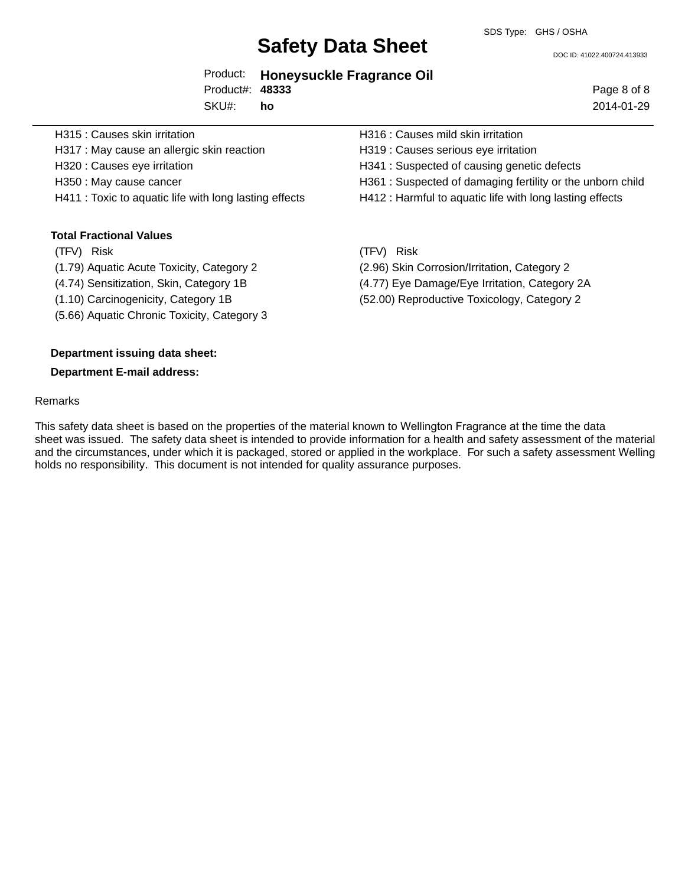H315 : Causes skin irritation

H316 : Causes mild skin irritation

H317 : May cause an allergic skin reaction

H319 : Causes serious eye irritation

H320 : Causes eye irritation

H341 : Suspected of causing genetic defects

H350 : May cause cancer

H361 : Suspected of damaging fertility or the unborn child

H411 : Toxic to aquatic life with long lasting effects

H412 : Harmful to aquatic life with long lasting effects

**Total Fractional Values**

| (TFV) Risk | (TFV) Risk |
|---|---|
| (1.79) Aquatic Acute Toxicity, Category 2 | (2.96) Skin Corrosion/Irritation, Category 2 |
| (4.74) Sensitization, Skin, Category 1B | (4.77) Eye Damage/Eye Irritation, Category 2A |
| (1.10) Carcinogenicity, Category 1B | (52.00) Reproductive Toxicology, Category 2 |
| (5.66) Aquatic Chronic Toxicity, Category 3 | |

**Department issuing data sheet:**

**Department E-mail address:**

Remarks

This safety data sheet is based on the properties of the material known to Wellington Fragrance at the time the data sheet was issued. The safety data sheet is intended to provide information for a health and safety assessment of the material and the circumstances, under which it is packaged, stored or applied in the workplace. For such a safety assessment Welling holds no responsibility. This document is not intended for quality assurance purposes.